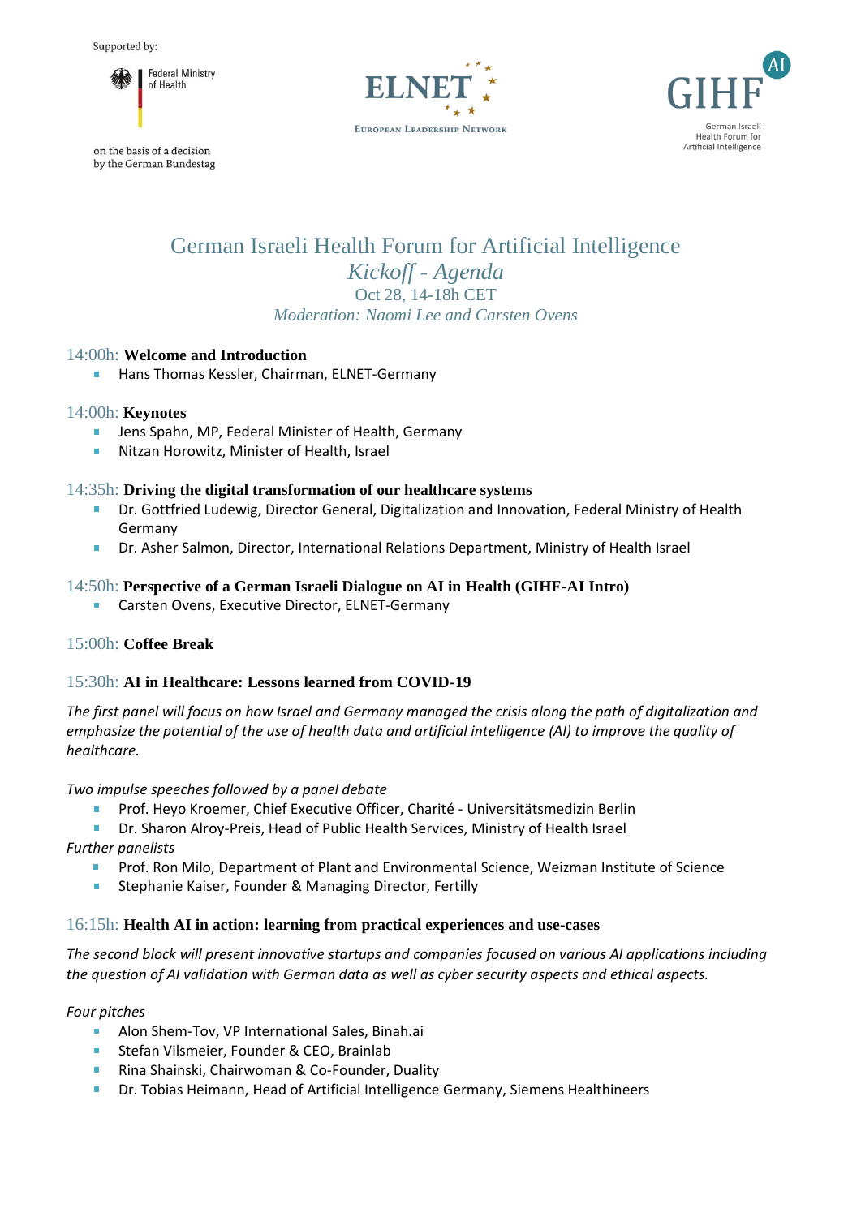Supported by:

Federal Ministry of Health

on the basis of a decision by the German Bundestag

ELNET
European Leadership Network

GIHF AI
German Israeli Health Forum for Artificial Intelligence

# German Israeli Health Forum for Artificial Intelligence

## *Kickoff - Agenda*

Oct 28, 14-18h CET

*Moderation: Naomi Lee and Carsten Ovens*

### 14:00h: **Welcome and Introduction**

- Hans Thomas Kessler, Chairman, ELNET-Germany

### 14:00h: **Keynotes**

- Jens Spahn, MP, Federal Minister of Health, Germany
- Nitzan Horowitz, Minister of Health, Israel

### 14:35h: **Driving the digital transformation of our healthcare systems**

- Dr. Gottfried Ludewig, Director General, Digitalization and Innovation, Federal Ministry of Health Germany
- Dr. Asher Salmon, Director, International Relations Department, Ministry of Health Israel

### 14:50h: **Perspective of a German Israeli Dialogue on AI in Health (GIHF-AI Intro)**

- Carsten Ovens, Executive Director, ELNET-Germany

### 15:00h: **Coffee Break**

### 15:30h: **AI in Healthcare: Lessons learned from COVID-19**

*The first panel will focus on how Israel and Germany managed the crisis along the path of digitalization and emphasize the potential of the use of health data and artificial intelligence (AI) to improve the quality of healthcare.*

*Two impulse speeches followed by a panel debate*

- Prof. Heyo Kroemer, Chief Executive Officer, Charité - Universitätsmedizin Berlin
- Dr. Sharon Alroy-Preis, Head of Public Health Services, Ministry of Health Israel

*Further panelists*

- Prof. Ron Milo, Department of Plant and Environmental Science, Weizman Institute of Science
- Stephanie Kaiser, Founder & Managing Director, Fertilly

### 16:15h: **Health AI in action: learning from practical experiences and use-cases**

*The second block will present innovative startups and companies focused on various AI applications including the question of AI validation with German data as well as cyber security aspects and ethical aspects.*

*Four pitches*

- Alon Shem-Tov, VP International Sales, Binah.ai
- Stefan Vilsmeier, Founder & CEO, Brainlab
- Rina Shainski, Chairwoman & Co-Founder, Duality
- Dr. Tobias Heimann, Head of Artificial Intelligence Germany, Siemens Healthineers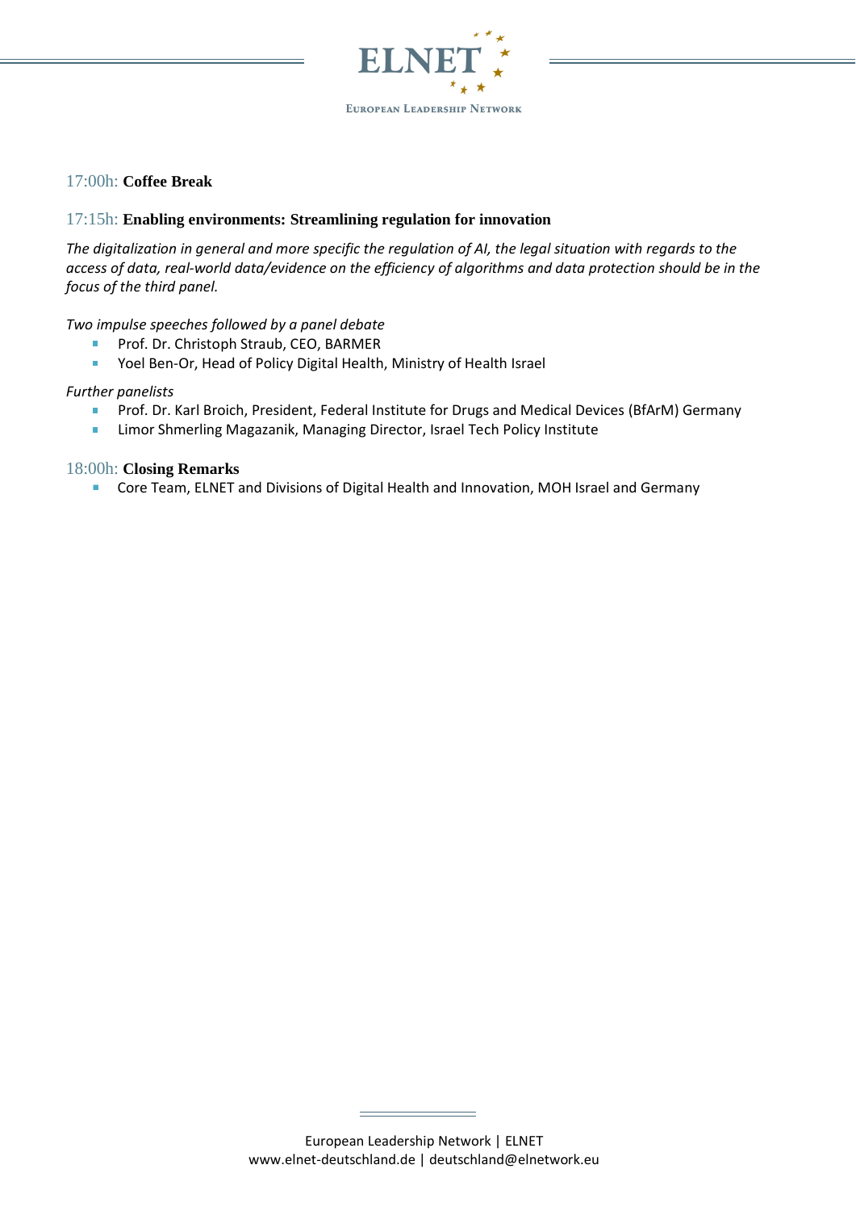17:00h: **Coffee Break**

17:15h: **Enabling environments: Streamlining regulation for innovation**

*The digitalization in general and more specific the regulation of AI, the legal situation with regards to the access of data, real-world data/evidence on the efficiency of algorithms and data protection should be in the focus of the third panel.*

*Two impulse speeches followed by a panel debate*

- Prof. Dr. Christoph Straub, CEO, BARMER
- Yoel Ben-Or, Head of Policy Digital Health, Ministry of Health Israel

*Further panelists*

- Prof. Dr. Karl Broich, President, Federal Institute for Drugs and Medical Devices (BfArM) Germany
- Limor Shmerling Magazanik, Managing Director, Israel Tech Policy Institute

18:00h: **Closing Remarks**

- Core Team, ELNET and Divisions of Digital Health and Innovation, MOH Israel and Germany